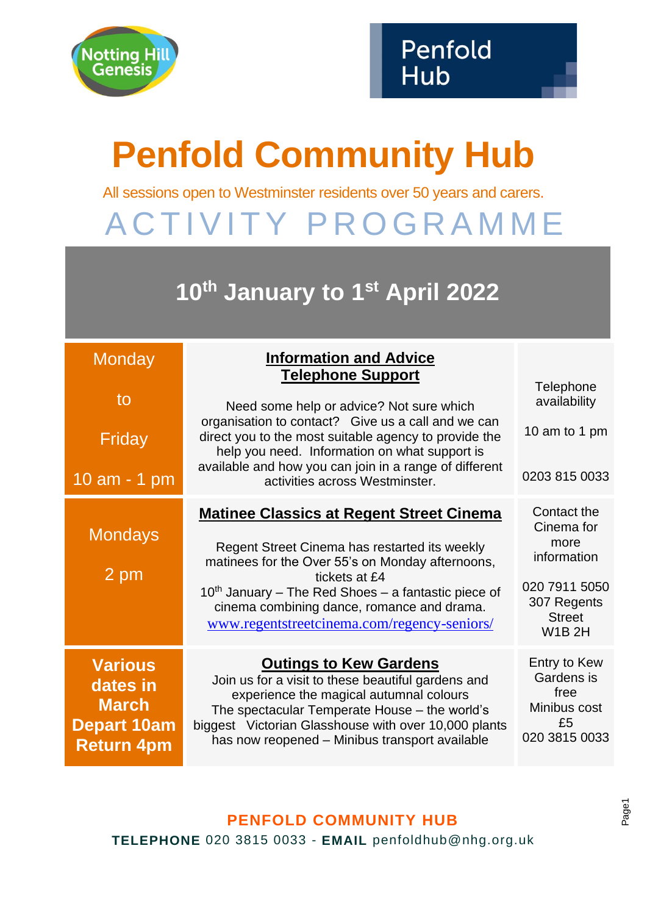Notting Hill Genesis

Penfold Hub

# Penfold Community Hub

All sessions open to Westminster residents over 50 years and carers.

## ACTIVITY PROGRAMME

### 10th January to 1st April 2022

| | | |
|---|---|---|
| Monday to Friday 10 am - 1 pm | **Information and Advice Telephone Support**<br><br>Need some help or advice? Not sure which organisation to contact? Give us a call and we can direct you to the most suitable agency to provide the help you need. Information on what support is available and how you can join in a range of different activities across Westminster. | Telephone availability<br><br>10 am to 1 pm<br><br>0203 815 0033 |
| Mondays 2 pm | **Matinee Classics at Regent Street Cinema**<br><br>Regent Street Cinema has restarted its weekly matinees for the Over 55's on Monday afternoons, tickets at £4<br>10th January – The Red Shoes – a fantastic piece of cinema combining dance, romance and drama.<br>www.regentstreetcinema.com/regency-seniors/ | Contact the Cinema for more information<br><br>020 7911 5050<br>307 Regents Street<br>W1B 2H |
| **Various dates in March Depart 10am Return 4pm** | **Outings to Kew Gardens**<br>Join us for a visit to these beautiful gardens and experience the magical autumnal colours<br>The spectacular Temperate House – the world's biggest Victorian Glasshouse with over 10,000 plants has now reopened – Minibus transport available | Entry to Kew Gardens is free<br>Minibus cost £5<br>020 3815 0033 |

**PENFOLD COMMUNITY HUB**

**TELEPHONE** 020 3815 0033 - **EMAIL** penfoldhub@nhg.org.uk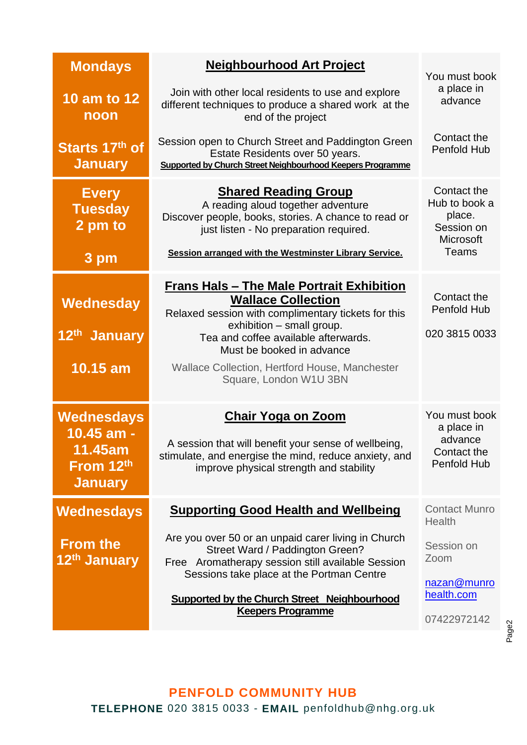| When | Activity | How to book |
|---|---|---|
| **Mondays**<br><br>**10 am to 12 noon**<br><br>**Starts 17th of January** | **Neighbourhood Art Project**<br><br>Join with other local residents to use and explore different techniques to produce a shared work at the end of the project<br><br>Session open to Church Street and Paddington Green Estate Residents over 50 years.<br>**Supported by Church Street Neighbourhood Keepers Programme** | You must book a place in advance<br><br>Contact the Penfold Hub |
| **Every Tuesday 2 pm to**<br><br>**3 pm** | **Shared Reading Group**<br>A reading aloud together adventure<br>Discover people, books, stories. A chance to read or just listen - No preparation required.<br><br>**Session arranged with the Westminster Library Service.** | Contact the Hub to book a place. Session on Microsoft Teams |
| **Wednesday**<br><br>**12th January**<br><br>**10.15 am** | **Frans Hals – The Male Portrait Exhibition Wallace Collection**<br>Relaxed session with complimentary tickets for this exhibition – small group.<br>Tea and coffee available afterwards.<br>Must be booked in advance<br><br>Wallace Collection, Hertford House, Manchester Square, London W1U 3BN | Contact the Penfold Hub<br><br>020 3815 0033 |
| **Wednesdays 10.45 am - 11.45am From 12th January** | **Chair Yoga on Zoom**<br><br>A session that will benefit your sense of wellbeing, stimulate, and energise the mind, reduce anxiety, and improve physical strength and stability | You must book a place in advance Contact the Penfold Hub |
| **Wednesdays**<br><br>**From the 12th January** | **Supporting Good Health and Wellbeing**<br><br>Are you over 50 or an unpaid carer living in Church Street Ward / Paddington Green?<br>Free Aromatherapy session still available Session Sessions take place at the Portman Centre<br><br>**Supported by the Church Street Neighbourhood Keepers Programme** | Contact Munro Health<br><br>Session on Zoom<br><br>nazan@munrohealth.com<br><br>07422972142 |

**PENFOLD COMMUNITY HUB**

**TELEPHONE** 020 3815 0033 - **EMAIL** penfoldhub@nhg.org.uk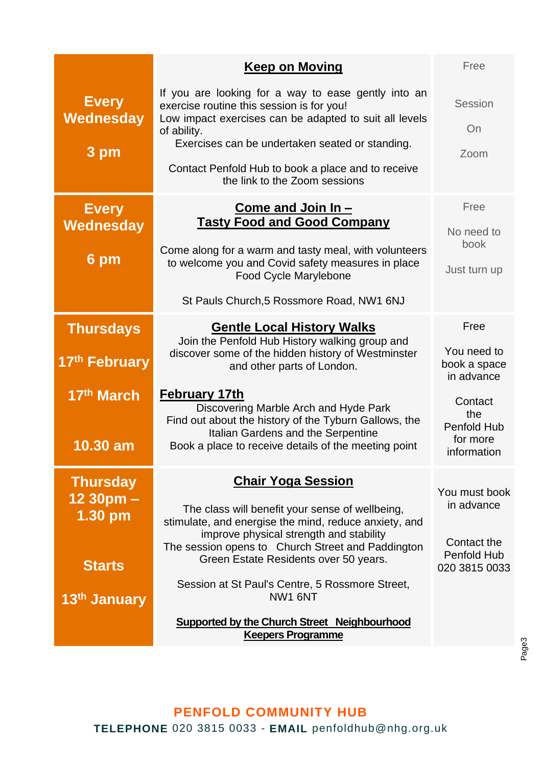| When | Activity | Details |
|---|---|---|
| **Every Wednesday**<br><br>**3 pm** | **Keep on Moving**<br><br>If you are looking for a way to ease gently into an exercise routine this session is for you!<br>Low impact exercises can be adapted to suit all levels of ability.<br>Exercises can be undertaken seated or standing.<br><br>Contact Penfold Hub to book a place and to receive the link to the Zoom sessions | Free<br><br>Session<br><br>On<br><br>Zoom |
| **Every Wednesday**<br><br>**6 pm** | **Come and Join In – Tasty Food and Good Company**<br><br>Come along for a warm and tasty meal, with volunteers to welcome you and Covid safety measures in place<br>Food Cycle Marylebone<br><br>St Pauls Church,5 Rossmore Road, NW1 6NJ | Free<br><br>No need to book<br><br>Just turn up |
| **Thursdays**<br><br>**17th February**<br><br>**17th March**<br><br>**10.30 am** | **Gentle Local History Walks**<br>Join the Penfold Hub History walking group and discover some of the hidden history of Westminster and other parts of London.<br><br>**February 17th**<br>Discovering Marble Arch and Hyde Park<br>Find out about the history of the Tyburn Gallows, the Italian Gardens and the Serpentine<br>Book a place to receive details of the meeting point | Free<br><br>You need to book a space in advance<br><br>Contact the Penfold Hub for more information |
| **Thursday 12 30pm – 1.30 pm**<br><br>**Starts**<br><br>**13th January** | **Chair Yoga Session**<br><br>The class will benefit your sense of wellbeing, stimulate, and energise the mind, reduce anxiety, and improve physical strength and stability<br>The session opens to Church Street and Paddington Green Estate Residents over 50 years.<br><br>Session at St Paul's Centre, 5 Rossmore Street, NW1 6NT<br><br>**Supported by the Church Street Neighbourhood Keepers Programme** | You must book in advance<br><br>Contact the Penfold Hub 020 3815 0033 |

**PENFOLD COMMUNITY HUB**

**TELEPHONE** 020 3815 0033 - **EMAIL** penfoldhub@nhg.org.uk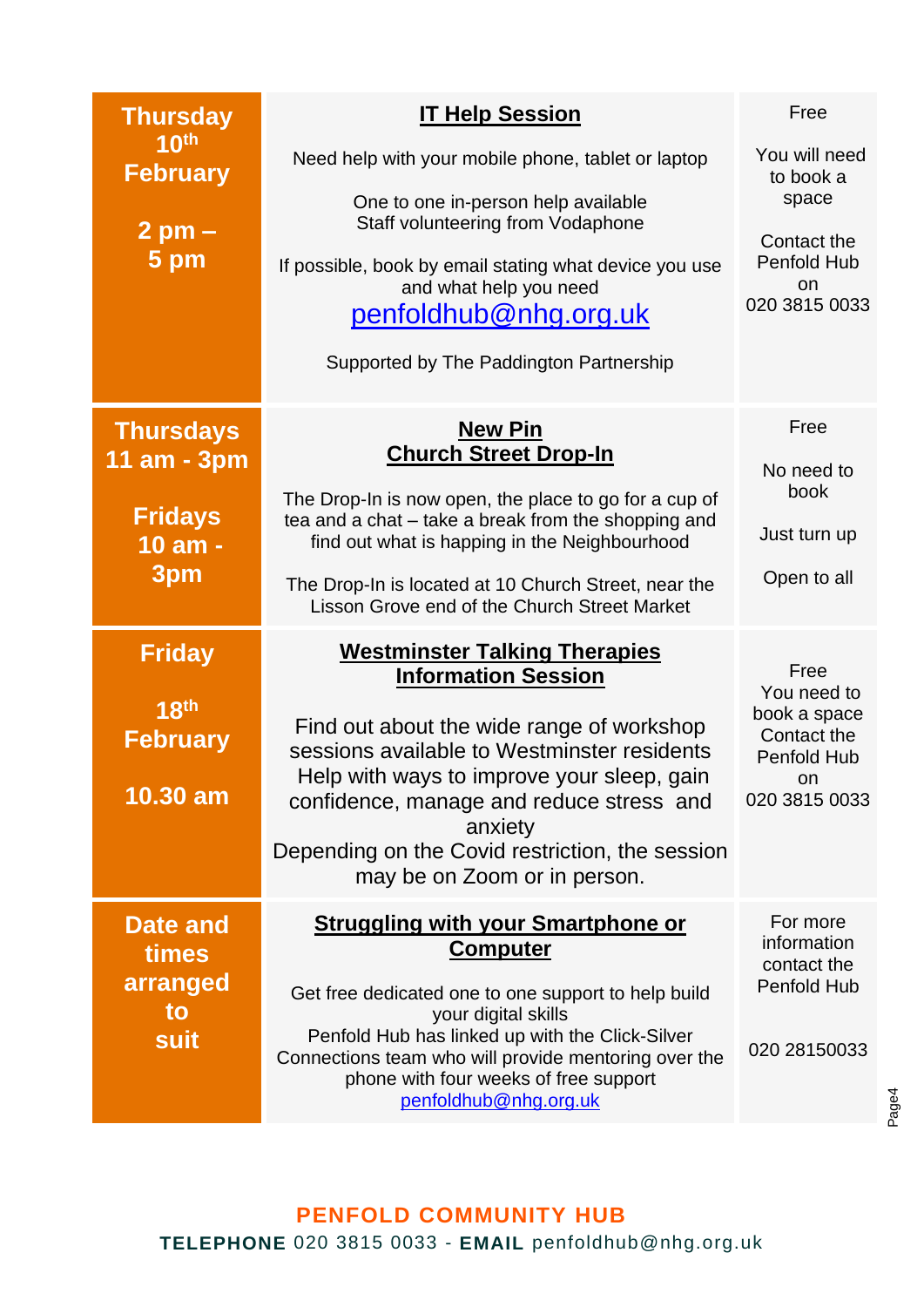| When | Event | Details |
|---|---|---|
| **Thursday 10th February**<br><br>**2 pm – 5 pm** | **IT Help Session**<br><br>Need help with your mobile phone, tablet or laptop<br><br>One to one in-person help available<br>Staff volunteering from Vodaphone<br><br>If possible, book by email stating what device you use and what help you need<br>penfoldhub@nhg.org.uk<br><br>Supported by The Paddington Partnership | Free<br><br>You will need to book a space<br><br>Contact the Penfold Hub on<br>020 3815 0033 |
| **Thursdays 11 am - 3pm**<br><br>**Fridays 10 am - 3pm** | **New Pin**<br>**Church Street Drop-In**<br><br>The Drop-In is now open, the place to go for a cup of tea and a chat – take a break from the shopping and find out what is happing in the Neighbourhood<br><br>The Drop-In is located at 10 Church Street, near the Lisson Grove end of the Church Street Market | Free<br><br>No need to book<br><br>Just turn up<br><br>Open to all |
| **Friday**<br><br>**18th February**<br><br>**10.30 am** | **Westminster Talking Therapies Information Session**<br><br>Find out about the wide range of workshop sessions available to Westminster residents<br>Help with ways to improve your sleep, gain confidence, manage and reduce stress and anxiety<br>Depending on the Covid restriction, the session may be on Zoom or in person. | Free<br>You need to book a space<br>Contact the Penfold Hub on<br>020 3815 0033 |
| **Date and times arranged to suit** | **Struggling with your Smartphone or Computer**<br><br>Get free dedicated one to one support to help build your digital skills<br>Penfold Hub has linked up with the Click-Silver Connections team who will provide mentoring over the phone with four weeks of free support<br>penfoldhub@nhg.org.uk | For more information contact the Penfold Hub<br><br>020 28150033 |

**PENFOLD COMMUNITY HUB**

**TELEPHONE** 020 3815 0033 - **EMAIL** penfoldhub@nhg.org.uk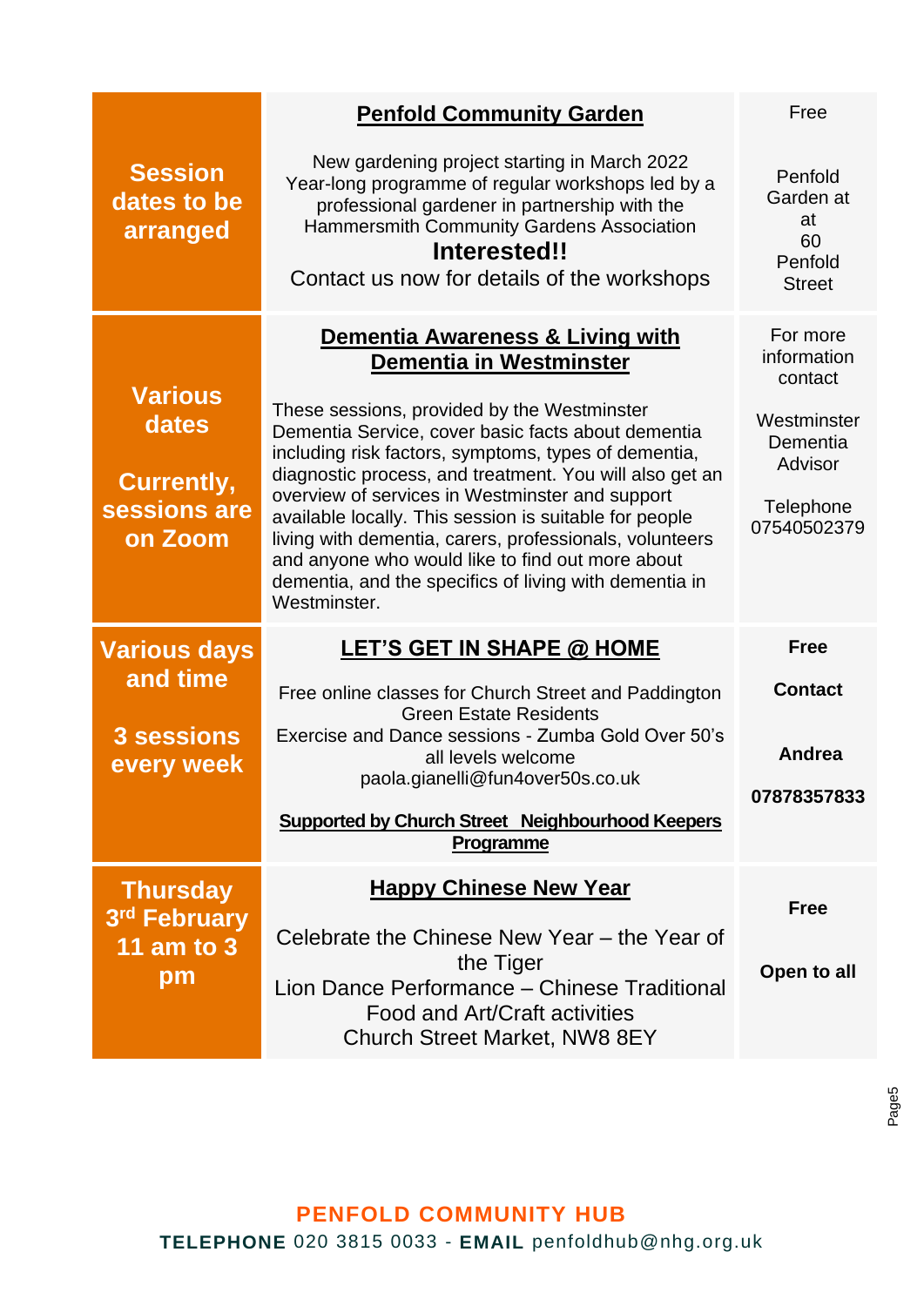| Date/Time | Event | Details |
|---|---|---|
| **Session dates to be arranged** | **Penfold Community Garden**<br><br>New gardening project starting in March 2022<br>Year-long programme of regular workshops led by a professional gardener in partnership with the Hammersmith Community Gardens Association<br>**Interested!!**<br>Contact us now for details of the workshops | Free<br><br>Penfold Garden at at 60 Penfold Street |
| **Various dates**<br><br>**Currently, sessions are on Zoom** | **Dementia Awareness & Living with Dementia in Westminster**<br><br>These sessions, provided by the Westminster Dementia Service, cover basic facts about dementia including risk factors, symptoms, types of dementia, diagnostic process, and treatment. You will also get an overview of services in Westminster and support available locally. This session is suitable for people living with dementia, carers, professionals, volunteers and anyone who would like to find out more about dementia, and the specifics of living with dementia in Westminster. | For more information contact<br><br>Westminster Dementia Advisor<br><br>Telephone 07540502379 |
| **Various days and time**<br><br>**3 sessions every week** | **LET'S GET IN SHAPE @ HOME**<br><br>Free online classes for Church Street and Paddington Green Estate Residents<br>Exercise and Dance sessions - Zumba Gold Over 50's all levels welcome<br>paola.gianelli@fun4over50s.co.uk<br><br>**Supported by Church Street Neighbourhood Keepers Programme** | **Free**<br><br>**Contact**<br><br>**Andrea**<br><br>**07878357833** |
| **Thursday 3rd February 11 am to 3 pm** | **Happy Chinese New Year**<br><br>Celebrate the Chinese New Year – the Year of the Tiger<br>Lion Dance Performance – Chinese Traditional Food and Art/Craft activities<br>Church Street Market, NW8 8EY | **Free**<br><br>**Open to all** |

**PENFOLD COMMUNITY HUB**
**TELEPHONE** 020 3815 0033 - **EMAIL** penfoldhub@nhg.org.uk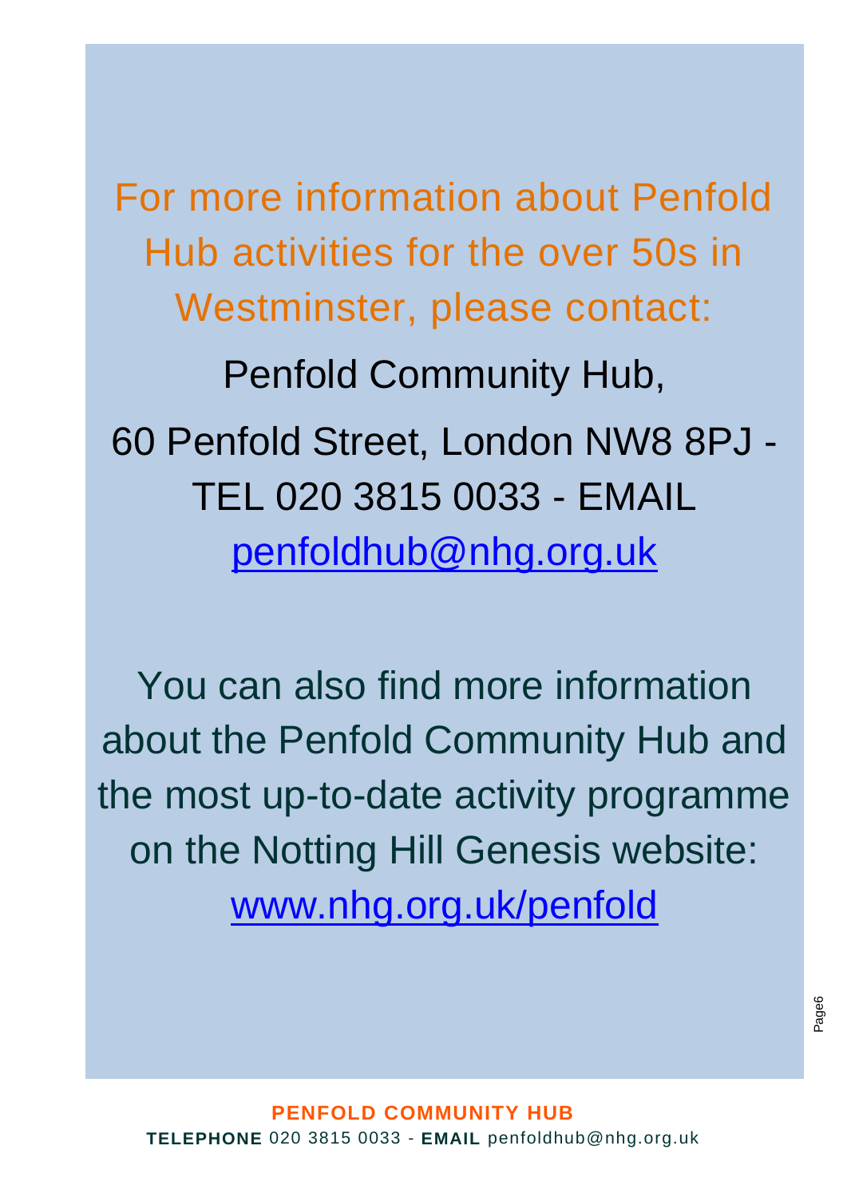For more information about Penfold Hub activities for the over 50s in Westminster, please contact:

Penfold Community Hub,

60 Penfold Street, London NW8 8PJ - TEL 020 3815 0033 - EMAIL penfoldhub@nhg.org.uk

You can also find more information about the Penfold Community Hub and the most up-to-date activity programme on the Notting Hill Genesis website: www.nhg.org.uk/penfold